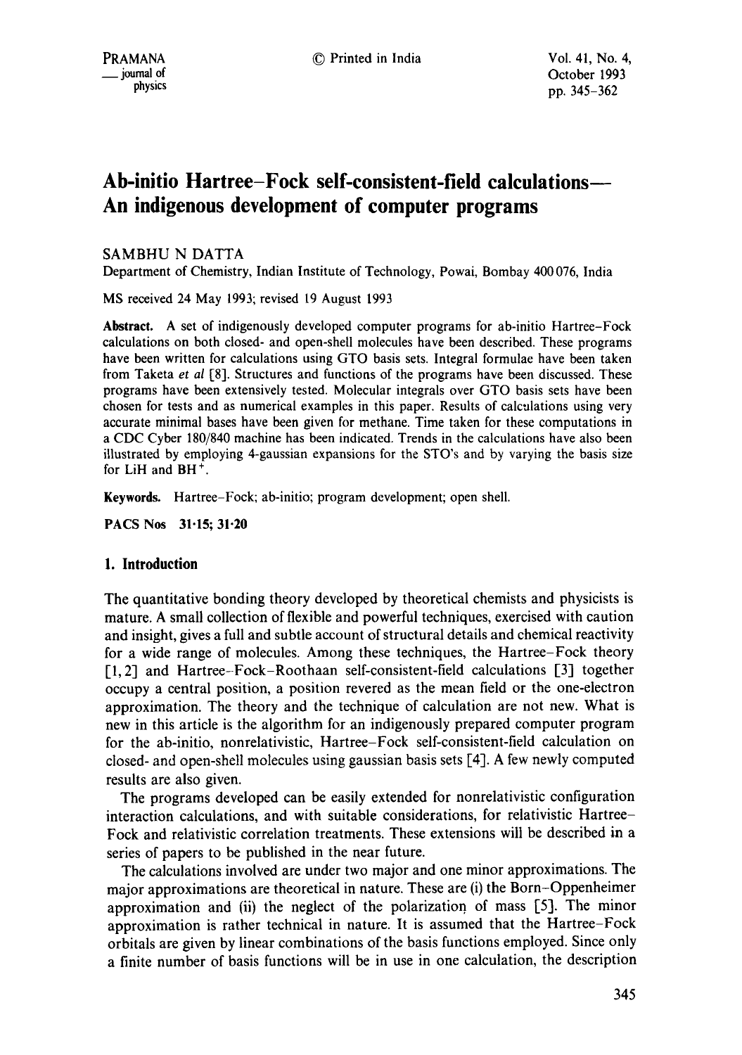# Ab-initio Hartree–Fock self-consistent-field calculations— An indigenous development of computer programs

SAMBHU N DATTA

Department of Chemistry, Indian Institute of Technology, Powai, Bombay 400 076, India

MS received 24 May 1993; revised 19 August 1993

**Abstract.** A set of indigenously developed computer programs for ab-initio Hartree–Fock calculations on both closed- and open-shell molecules have been described. These programs have been written for calculations using GTO basis sets. Integral formulae have been taken from Taketa *et al* [8]. Structures and functions of the programs have been discussed. These programs have been extensively tested. Molecular integrals over GTO basis sets have been chosen for tests and as numerical examples in this paper. Results of calculations using very accurate minimal bases have been given for methane. Time taken for these computations in a CDC Cyber 180/840 machine has been indicated. Trends in the calculations have also been illustrated by employing 4-gaussian expansions for the STO's and by varying the basis size for LiH and $BH^+$.

**Keywords.** Hartree–Fock; ab-initio; program development; open shell.

**PACS Nos** 31·15; 31·20

## 1. Introduction

The quantitative bonding theory developed by theoretical chemists and physicists is mature. A small collection of flexible and powerful techniques, exercised with caution and insight, gives a full and subtle account of structural details and chemical reactivity for a wide range of molecules. Among these techniques, the Hartree–Fock theory [1, 2] and Hartree–Fock–Roothaan self-consistent-field calculations [3] together occupy a central position, a position revered as the mean field or the one-electron approximation. The theory and the technique of calculation are not new. What is new in this article is the algorithm for an indigenously prepared computer program for the ab-initio, nonrelativistic, Hartree–Fock self-consistent-field calculation on closed- and open-shell molecules using gaussian basis sets [4]. A few newly computed results are also given.

The programs developed can be easily extended for nonrelativistic configuration interaction calculations, and with suitable considerations, for relativistic Hartree–Fock and relativistic correlation treatments. These extensions will be described in a series of papers to be published in the near future.

The calculations involved are under two major and one minor approximations. The major approximations are theoretical in nature. These are (i) the Born–Oppenheimer approximation and (ii) the neglect of the polarization of mass [5]. The minor approximation is rather technical in nature. It is assumed that the Hartree–Fock orbitals are given by linear combinations of the basis functions employed. Since only a finite number of basis functions will be in use in one calculation, the description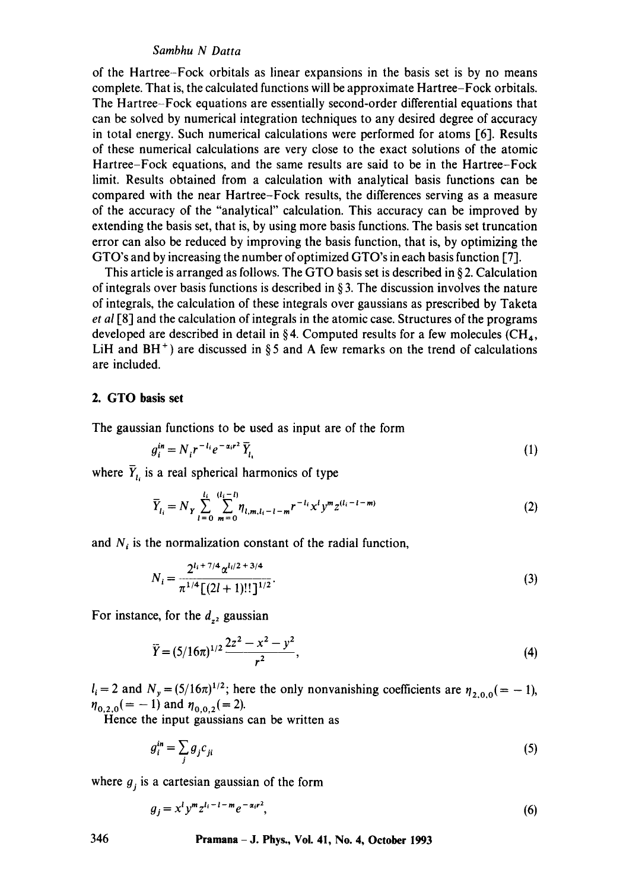of the Hartree–Fock orbitals as linear expansions in the basis set is by no means complete. That is, the calculated functions will be approximate Hartree–Fock orbitals. The Hartree–Fock equations are essentially second-order differential equations that can be solved by numerical integration techniques to any desired degree of accuracy in total energy. Such numerical calculations were performed for atoms [6]. Results of these numerical calculations are very close to the exact solutions of the atomic Hartree–Fock equations, and the same results are said to be in the Hartree–Fock limit. Results obtained from a calculation with analytical basis functions can be compared with the near Hartree–Fock results, the differences serving as a measure of the accuracy of the "analytical" calculation. This accuracy can be improved by extending the basis set, that is, by using more basis functions. The basis set truncation error can also be reduced by improving the basis function, that is, by optimizing the GTO's and by increasing the number of optimized GTO's in each basis function [7].

This article is arranged as follows. The GTO basis set is described in § 2. Calculation of integrals over basis functions is described in § 3. The discussion involves the nature of integrals, the calculation of these integrals over gaussians as prescribed by Taketa *et al* [8] and the calculation of integrals in the atomic case. Structures of the programs developed are described in detail in § 4. Computed results for a few molecules ($CH_4$, LiH and $BH^+$) are discussed in § 5 and A few remarks on the trend of calculations are included.

## 2. GTO basis set

The gaussian functions to be used as input are of the form

$$g_i^{in} = N_i r^{-l_i} e^{-\alpha_i r^2} \bar{Y}_{l_i} \tag{1}$$

where $\bar{Y}_{l_i}$ is a real spherical harmonics of type

$$\bar{Y}_{l_i} = N_Y \sum_{l=0}^{l_i} \sum_{m=0}^{(l_i - l)} \eta_{l,m,l_i-l-m} r^{-l_i} x^l y^m z^{(l_i - l - m)} \tag{2}$$

and $N_i$ is the normalization constant of the radial function,

$$N_i = \frac{2^{l_i + 7/4} \alpha^{l_i/2 + 3/4}}{\pi^{1/4} [(2l+1)!!]^{1/2}}. \tag{3}$$

For instance, for the $d_{z^2}$ gaussian

$$\bar{Y} = (5/16\pi)^{1/2} \frac{2z^2 - x^2 - y^2}{r^2}, \tag{4}$$

$l_i = 2$ and $N_y = (5/16\pi)^{1/2}$; here the only nonvanishing coefficients are $\eta_{2,0,0}(= -1)$, $\eta_{0,2,0}(= -1)$ and $\eta_{0,0,2}(= 2)$.

Hence the input gaussians can be written as

$$g_i^{in} = \sum_j g_j c_{ji} \tag{5}$$

where $g_j$ is a cartesian gaussian of the form

$$g_j = x^l y^m z^{l_i - l - m} e^{-\alpha_i r^2}, \tag{6}$$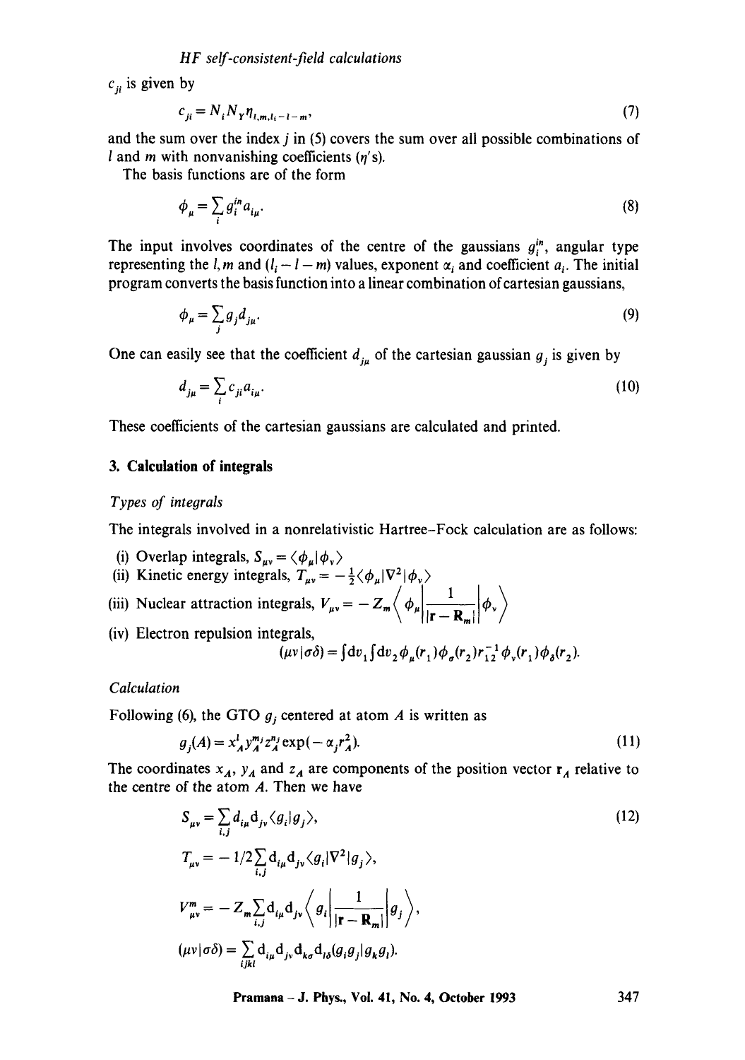$c_{ji}$ is given by

$$c_{ji} = N_i N_Y \eta_{l,m,l_i-l-m}, \tag{7}$$

and the sum over the index $j$ in (5) covers the sum over all possible combinations of $l$ and $m$ with nonvanishing coefficients ($\eta$'s).

The basis functions are of the form

$$\phi_\mu = \sum_i g_i^{in} a_{i\mu}. \tag{8}$$

The input involves coordinates of the centre of the gaussians $g_i^{in}$, angular type representing the $l, m$ and $(l_i - l - m)$ values, exponent $\alpha_i$ and coefficient $a_i$. The initial program converts the basis function into a linear combination of cartesian gaussians,

$$\phi_\mu = \sum_j g_j d_{j\mu}. \tag{9}$$

One can easily see that the coefficient $d_{j\mu}$ of the cartesian gaussian $g_j$ is given by

$$d_{j\mu} = \sum_i c_{ji} a_{i\mu}. \tag{10}$$

These coefficients of the cartesian gaussians are calculated and printed.

## 3. Calculation of integrals

*Types of integrals*

The integrals involved in a nonrelativistic Hartree–Fock calculation are as follows:

(i) Overlap integrals, $S_{\mu\nu} = \langle \phi_\mu | \phi_\nu \rangle$

(ii) Kinetic energy integrals, $T_{\mu\nu} = -\frac{1}{2}\langle \phi_\mu | \nabla^2 | \phi_\nu \rangle$

(iii) Nuclear attraction integrals, $V_{\mu\nu} = -Z_m \left\langle \phi_\mu \left| \frac{1}{|\mathbf{r} - \mathbf{R}_m|} \right| \phi_\nu \right\rangle$

(iv) Electron repulsion integrals,

$$(\mu\nu|\sigma\delta) = \int dv_1 \int dv_2 \phi_\mu(r_1) \phi_\sigma(r_2) r_{12}^{-1} \phi_\nu(r_1) \phi_\delta(r_2).$$

*Calculation*

Following (6), the GTO $g_j$ centered at atom $A$ is written as

$$g_j(A) = x_A^{l_j} y_A^{m_j} z_A^{n_j} \exp(-\alpha_j r_A^2). \tag{11}$$

The coordinates $x_A$, $y_A$ and $z_A$ are components of the position vector $\mathbf{r}_A$ relative to the centre of the atom $A$. Then we have

$$S_{\mu\nu} = \sum_{i,j} d_{i\mu} d_{j\nu} \langle g_i | g_j \rangle, \tag{12}$$

$$T_{\mu\nu} = -1/2 \sum_{i,j} d_{i\mu} d_{j\nu} \langle g_i | \nabla^2 | g_j \rangle,$$

$$V_{\mu\nu}^m = -Z_m \sum_{i,j} d_{i\mu} d_{j\nu} \left\langle g_i \left| \frac{1}{|\mathbf{r} - \mathbf{R}_m|} \right| g_j \right\rangle,$$

$$(\mu\nu|\sigma\delta) = \sum_{ijkl} d_{i\mu} d_{j\nu} d_{k\sigma} d_{l\delta} (g_i g_j | g_k g_l).$$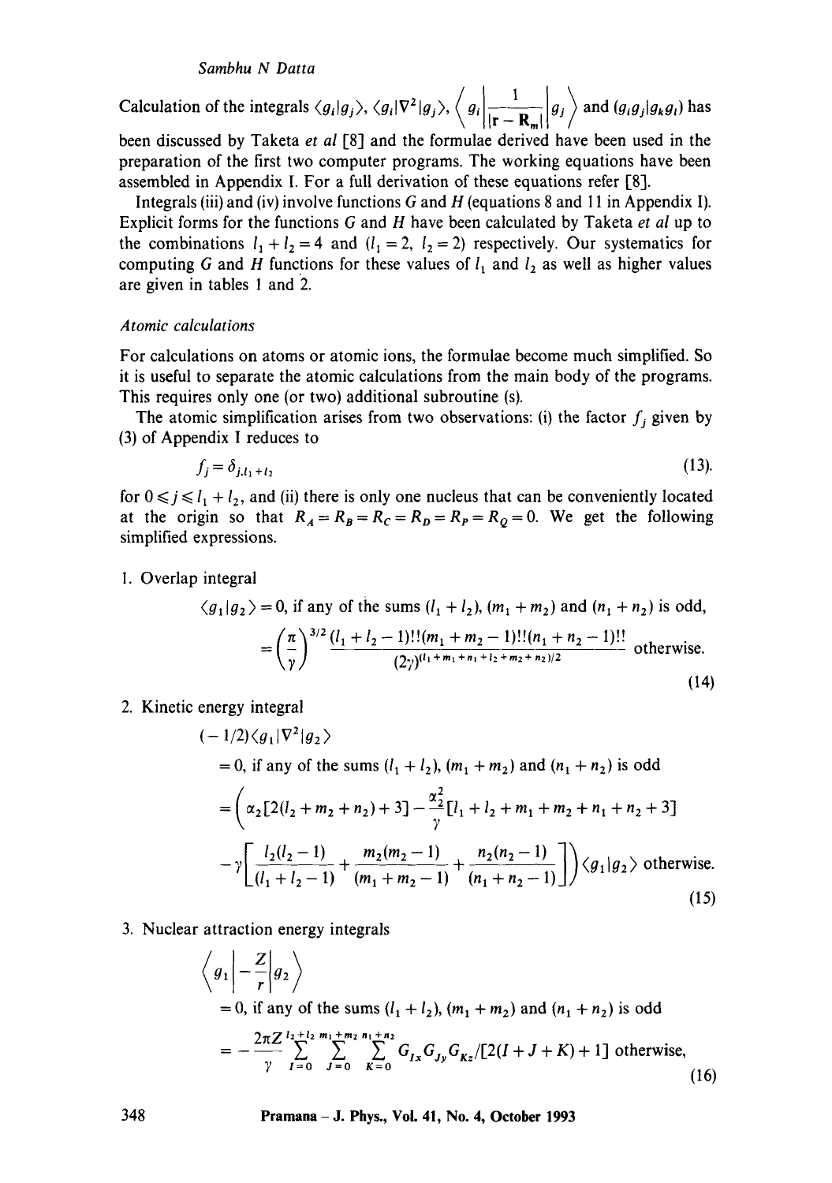Calculation of the integrals $\langle g_i|g_j\rangle$, $\langle g_i|\nabla^2|g_j\rangle$, $\left\langle g_i\left|\frac{1}{|\mathbf{r}-\mathbf{R}_m|}\right|g_j\right\rangle$ and $(g_ig_j|g_kg_l)$ has been discussed by Taketa *et al* [8] and the formulae derived have been used in the preparation of the first two computer programs. The working equations have been assembled in Appendix I. For a full derivation of these equations refer [8].

Integrals (iii) and (iv) involve functions $G$ and $H$ (equations 8 and 11 in Appendix I). Explicit forms for the functions $G$ and $H$ have been calculated by Taketa *et al* up to the combinations $l_1 + l_2 = 4$ and $(l_1 = 2,\ l_2 = 2)$ respectively. Our systematics for computing $G$ and $H$ functions for these values of $l_1$ and $l_2$ as well as higher values are given in tables 1 and 2.

### *Atomic calculations*

For calculations on atoms or atomic ions, the formulae become much simplified. So it is useful to separate the atomic calculations from the main body of the programs. This requires only one (or two) additional subroutine (s).

The atomic simplification arises from two observations: (i) the factor $f_j$ given by (3) of Appendix I reduces to

$$f_j = \delta_{j,l_1+l_2} \tag{13}$$

for $0 \leqslant j \leqslant l_1 + l_2$, and (ii) there is only one nucleus that can be conveniently located at the origin so that $R_A = R_B = R_C = R_D = R_P = R_Q = 0$. We get the following simplified expressions.

1. Overlap integral

$$\begin{aligned}
\langle g_1|g_2\rangle &= 0, \text{ if any of the sums } (l_1+l_2),\ (m_1+m_2) \text{ and } (n_1+n_2) \text{ is odd,}\\
&= \left(\frac{\pi}{\gamma}\right)^{3/2} \frac{(l_1+l_2-1)!!(m_1+m_2-1)!!(n_1+n_2-1)!!}{(2\gamma)^{(l_1+m_1+n_1+l_2+m_2+n_2)/2}} \text{ otherwise.}
\end{aligned} \tag{14}$$

2. Kinetic energy integral

$$\begin{aligned}
&(-1/2)\langle g_1|\nabla^2|g_2\rangle\\
&= 0, \text{ if any of the sums } (l_1+l_2),\ (m_1+m_2) \text{ and } (n_1+n_2) \text{ is odd}\\
&= \left(\alpha_2[2(l_2+m_2+n_2)+3] - \frac{\alpha_2^2}{\gamma}[l_1+l_2+m_1+m_2+n_1+n_2+3]\right.\\
&\quad \left. -\gamma\left[\frac{l_2(l_2-1)}{(l_1+l_2-1)} + \frac{m_2(m_2-1)}{(m_1+m_2-1)} + \frac{n_2(n_2-1)}{(n_1+n_2-1)}\right]\right)\langle g_1|g_2\rangle \text{ otherwise.}
\end{aligned} \tag{15}$$

3. Nuclear attraction energy integrals

$$\begin{aligned}
&\left\langle g_1\left|-\frac{Z}{r}\right|g_2\right\rangle\\
&= 0, \text{ if any of the sums } (l_1+l_2),\ (m_1+m_2) \text{ and } (n_1+n_2) \text{ is odd}\\
&= -\frac{2\pi Z}{\gamma}\sum_{I=0}^{l_2+l_2}\sum_{J=0}^{m_1+m_2}\sum_{K=0}^{n_1+n_2} G_{Ix}G_{Jy}G_{Kz}/[2(I+J+K)+1] \text{ otherwise,}
\end{aligned} \tag{16}$$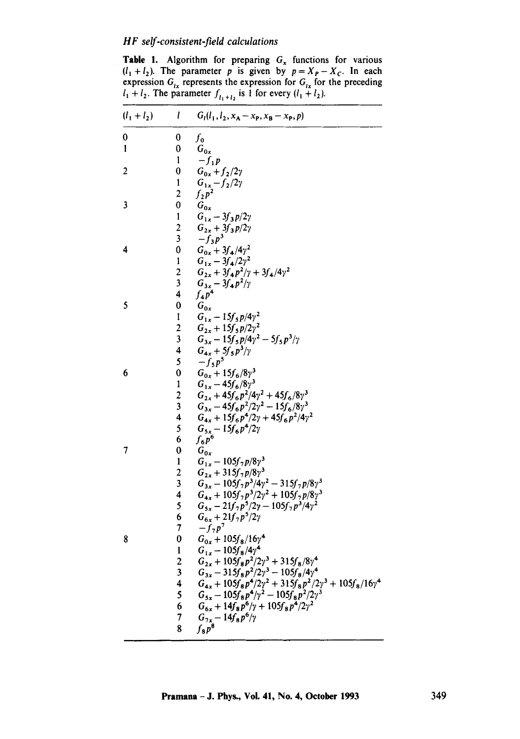**Table 1.** Algorithm for preparing $G_x$ functions for various $(l_1 + l_2)$. The parameter $p$ is given by $p = X_P - X_C$. In each expression $G_{lx}$ represents the expression for $G_{lx}$ for the preceding $l_1 + l_2$. The parameter $f_{l_1+l_2}$ is 1 for every $(l_1 + l_2)$.

| $(l_1 + l_2)$ | $l$ | $G_l(l_1, l_2, x_A - x_P, x_B - x_P, p)$ |
|---|---|---|
| 0 | 0 | $f_0$ |
| 1 | 0 | $G_{0x}$ |
| | 1 | $-f_1 p$ |
| 2 | 0 | $G_{0x} + f_2/2\gamma$ |
| | 1 | $G_{1x} - f_2/2\gamma$ |
| | 2 | $f_2 p^2$ |
| 3 | 0 | $G_{0x}$ |
| | 1 | $G_{1x} - 3f_3 p/2\gamma$ |
| | 2 | $G_{2x} + 3f_3 p/2\gamma$ |
| | 3 | $-f_3 p^3$ |
| 4 | 0 | $G_{0x} + 3f_4/4\gamma^2$ |
| | 1 | $G_{1x} - 3f_4/2\gamma^2$ |
| | 2 | $G_{2x} + 3f_4 p^2/\gamma + 3f_4/4\gamma^2$ |
| | 3 | $G_{3x} - 3f_4 p^2/\gamma$ |
| | 4 | $f_4 p^4$ |
| 5 | 0 | $G_{0x}$ |
| | 1 | $G_{1x} - 15f_5 p/4\gamma^2$ |
| | 2 | $G_{2x} + 15f_5 p/2\gamma^2$ |
| | 3 | $G_{3x} - 15f_5 p/4\gamma^2 - 5f_5 p^3/\gamma$ |
| | 4 | $G_{4x} + 5f_5 p^3/\gamma$ |
| | 5 | $-f_5 p^5$ |
| 6 | 0 | $G_{0x} + 15f_6/8\gamma^3$ |
| | 1 | $G_{1x} - 45f_6/8\gamma^3$ |
| | 2 | $G_{2x} + 45f_6 p^2/4\gamma^2 + 45f_6/8\gamma^3$ |
| | 3 | $G_{3x} - 45f_6 p^2/2\gamma^2 - 15f_6/8\gamma^3$ |
| | 4 | $G_{4x} + 15f_6 p^4/2\gamma + 45f_6 p^2/4\gamma^2$ |
| | 5 | $G_{5x} - 15f_6 p^4/2\gamma$ |
| | 6 | $f_6 p^6$ |
| 7 | 0 | $G_{0x}$ |
| | 1 | $G_{1x} - 105f_7 p/8\gamma^3$ |
| | 2 | $G_{2x} + 315f_7 p/8\gamma^3$ |
| | 3 | $G_{3x} - 105f_7 p^3/4\gamma^2 - 315f_7 p/8\gamma^3$ |
| | 4 | $G_{4x} + 105f_7 p^3/2\gamma^2 + 105f_7 p/8\gamma^3$ |
| | 5 | $G_{5x} - 21f_7 p^5/2\gamma - 105f_7 p^3/4\gamma^2$ |
| | 6 | $G_{6x} + 21f_7 p^5/2\gamma$ |
| | 7 | $-f_7 p^7$ |
| 8 | 0 | $G_{0x} + 105f_8/16\gamma^4$ |
| | 1 | $G_{1x} - 105f_8/4\gamma^4$ |
| | 2 | $G_{2x} + 105f_8 p^2/2\gamma^3 + 315f_8/8\gamma^4$ |
| | 3 | $G_{3x} - 315f_8 p^2/2\gamma^3 - 105f_8/4\gamma^4$ |
| | 4 | $G_{4x} + 105f_8 p^4/2\gamma^2 + 315f_8 p^2/2\gamma^3 + 105f_8/16\gamma^4$ |
| | 5 | $G_{5x} - 105f_8 p^4/\gamma^2 - 105f_8 p^2/2\gamma^3$ |
| | 6 | $G_{6x} + 14f_8 p^6/\gamma + 105f_8 p^4/2\gamma^2$ |
| | 7 | $G_{7x} - 14f_8 p^6/\gamma$ |
| | 8 | $f_8 p^8$ |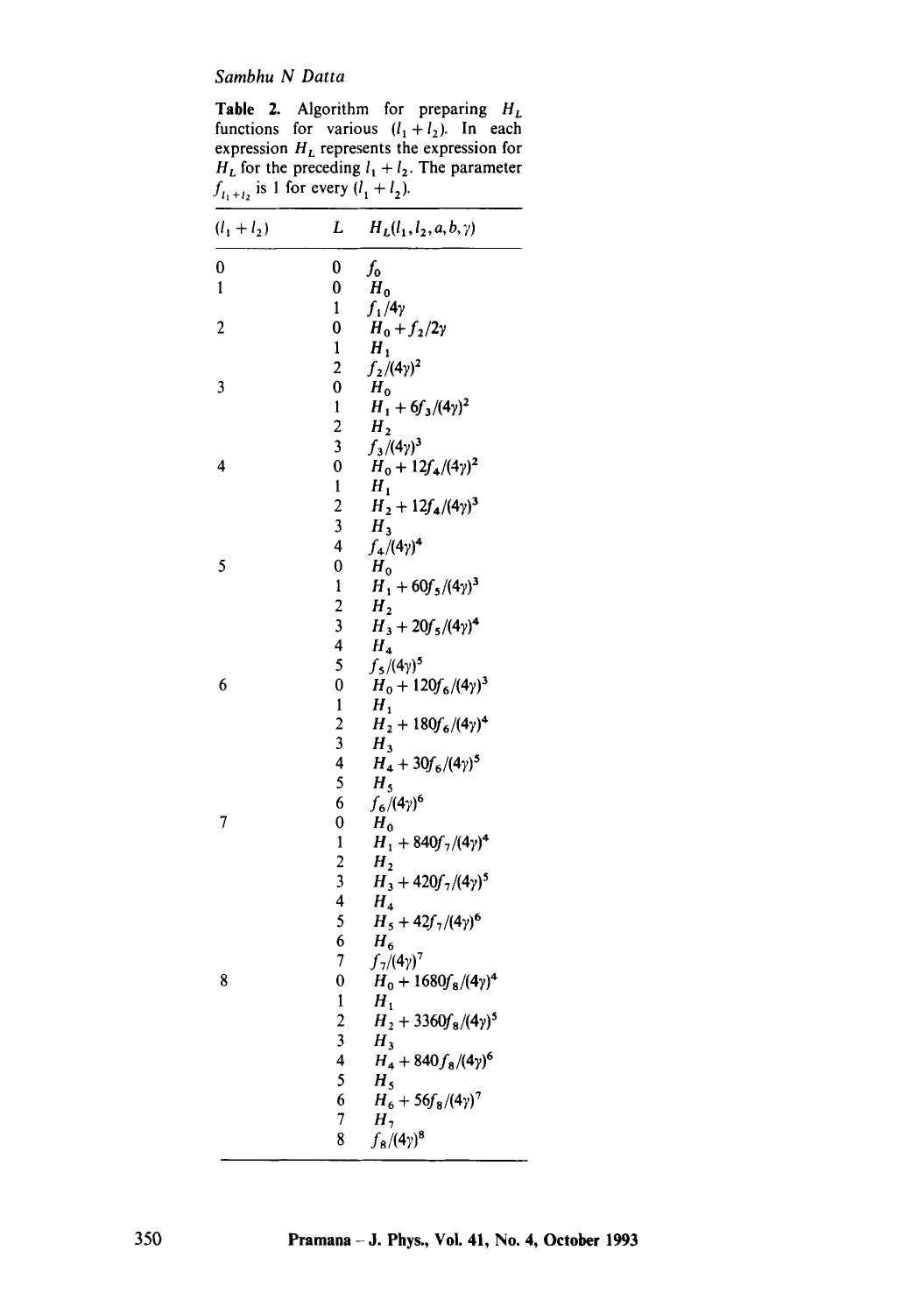**Table 2.** Algorithm for preparing $H_L$ functions for various $(l_1 + l_2)$. In each expression $H_L$ represents the expression for $H_L$ for the preceding $l_1 + l_2$. The parameter $f_{l_1+l_2}$ is 1 for every $(l_1 + l_2)$.

| $(l_1 + l_2)$ | $L$ | $H_L(l_1, l_2, a, b, \gamma)$ |
|---|---|---|
| 0 | 0 | $f_0$ |
| 1 | 0 | $H_0$ |
| | 1 | $f_1/4\gamma$ |
| 2 | 0 | $H_0 + f_2/2\gamma$ |
| | 1 | $H_1$ |
| | 2 | $f_2/(4\gamma)^2$ |
| 3 | 0 | $H_0$ |
| | 1 | $H_1 + 6f_3/(4\gamma)^2$ |
| | 2 | $H_2$ |
| | 3 | $f_3/(4\gamma)^3$ |
| 4 | 0 | $H_0 + 12f_4/(4\gamma)^2$ |
| | 1 | $H_1$ |
| | 2 | $H_2 + 12f_4/(4\gamma)^3$ |
| | 3 | $H_3$ |
| | 4 | $f_4/(4\gamma)^4$ |
| 5 | 0 | $H_0$ |
| | 1 | $H_1 + 60f_5/(4\gamma)^3$ |
| | 2 | $H_2$ |
| | 3 | $H_3 + 20f_5/(4\gamma)^4$ |
| | 4 | $H_4$ |
| | 5 | $f_5/(4\gamma)^5$ |
| 6 | 0 | $H_0 + 120f_6/(4\gamma)^3$ |
| | 1 | $H_1$ |
| | 2 | $H_2 + 180f_6/(4\gamma)^4$ |
| | 3 | $H_3$ |
| | 4 | $H_4 + 30f_6/(4\gamma)^5$ |
| | 5 | $H_5$ |
| | 6 | $f_6/(4\gamma)^6$ |
| 7 | 0 | $H_0$ |
| | 1 | $H_1 + 840f_7/(4\gamma)^4$ |
| | 2 | $H_2$ |
| | 3 | $H_3 + 420f_7/(4\gamma)^5$ |
| | 4 | $H_4$ |
| | 5 | $H_5 + 42f_7/(4\gamma)^6$ |
| | 6 | $H_6$ |
| | 7 | $f_7/(4\gamma)^7$ |
| 8 | 0 | $H_0 + 1680f_8/(4\gamma)^4$ |
| | 1 | $H_1$ |
| | 2 | $H_2 + 3360f_8/(4\gamma)^5$ |
| | 3 | $H_3$ |
| | 4 | $H_4 + 840f_8/(4\gamma)^6$ |
| | 5 | $H_5$ |
| | 6 | $H_6 + 56f_8/(4\gamma)^7$ |
| | 7 | $H_7$ |
| | 8 | $f_8/(4\gamma)^8$ |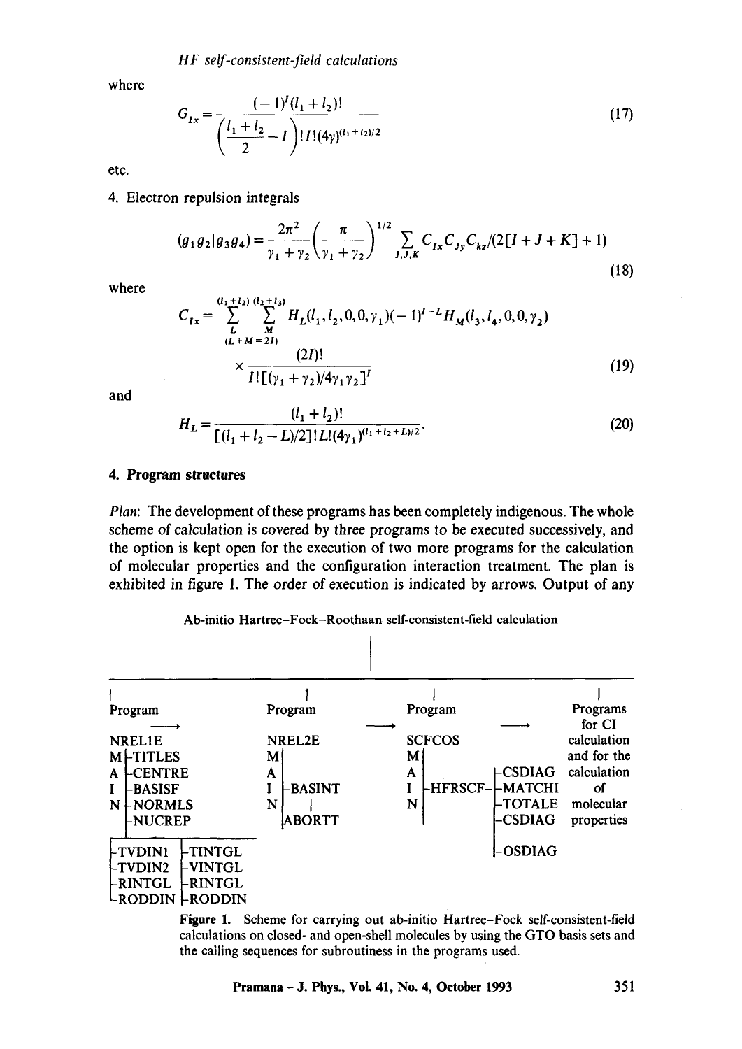where

$$G_{Ix} = \frac{(-1)^I (l_1 + l_2)!}{\left(\frac{l_1 + l_2}{2} - I\right)! I! (4\gamma)^{(l_1 + l_2)/2}} \tag{17}$$

etc.

4. Electron repulsion integrals

$$(g_1 g_2 | g_3 g_4) = \frac{2\pi^2}{\gamma_1 + \gamma_2} \left(\frac{\pi}{\gamma_1 + \gamma_2}\right)^{1/2} \sum_{I,J,K} C_{Ix} C_{Jy} C_{kz} / (2[I + J + K] + 1) \tag{18}$$

where

$$C_{Ix} = \sum_{L}^{(l_1+l_2)} \sum_{M}^{(l_2+l_3)} H_L(l_1, l_2, 0, 0, \gamma_1)(-1)^{I-L} H_M(l_3, l_4, 0, 0, \gamma_2) \times \frac{(2I)!}{I! [(\gamma_1 + \gamma_2)/4\gamma_1\gamma_2]^I} \quad (L + M = 2I) \tag{19}$$

and

$$H_L = \frac{(l_1 + l_2)!}{[(l_1 + l_2 - L)/2]! L! (4\gamma_1)^{(l_1 + l_2 + L)/2}}. \tag{20}$$

## 4. Program structures

*Plan*: The development of these programs has been completely indigenous. The whole scheme of calculation is covered by three programs to be executed successively, and the option is kept open for the execution of two more programs for the calculation of molecular properties and the configuration interaction treatment. The plan is exhibited in figure 1. The order of execution is indicated by arrows. Output of any

Ab-initio Hartree–Fock–Roothaan self-consistent-field calculation

```
Program  ──→        Program  ──→        Program  ──→               Programs
                                                                   for CI
NREL1E              NREL2E              SCFCOS                     calculation
M ├TITLES           M                   M                          and for the
A ├CENTRE           A                   A           ├CSDIAG        calculation
I ├BASISF           I ├BASINT           I ├HFRSCF-├MATCHI          of
N ├NORMLS           N   |               N           ├TOTALE        molecular
  └NUCREP             ABORTT                        ├CSDIAG        properties
├TVDIN1  ├TINTGL                                    │
├TVDIN2  ├VINTGL                                    └OSDIAG
├RINTGL  ├RINTGL
└RODDIN  └RODDIN
```

**Figure 1.** Scheme for carrying out ab-initio Hartree–Fock self-consistent-field calculations on closed- and open-shell molecules by using the GTO basis sets and the calling sequences for subroutiness in the programs used.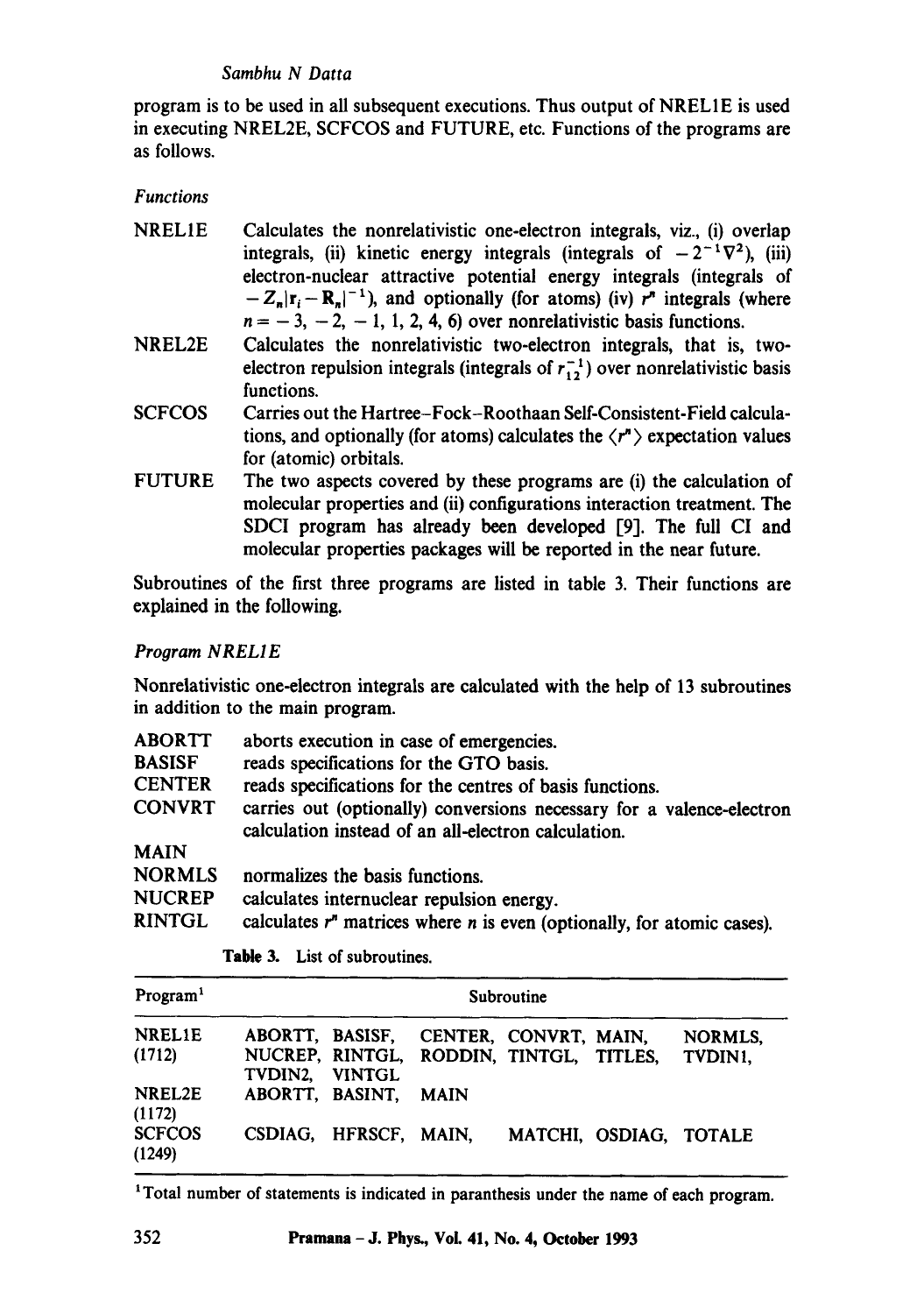program is to be used in all subsequent executions. Thus output of NREL1E is used in executing NREL2E, SCFCOS and FUTURE, etc. Functions of the programs are as follows.

*Functions*

- **NREL1E** Calculates the nonrelativistic one-electron integrals, viz., (i) overlap integrals, (ii) kinetic energy integrals (integrals of $-2^{-1}\nabla^2$), (iii) electron-nuclear attractive potential energy integrals (integrals of $-Z_n|\mathbf{r}_i - \mathbf{R}_n|^{-1}$), and optionally (for atoms) (iv) $r^n$ integrals (where $n = -3, -2, -1, 1, 2, 4, 6$) over nonrelativistic basis functions.
- **NREL2E** Calculates the nonrelativistic two-electron integrals, that is, two-electron repulsion integrals (integrals of $r_{12}^{-1}$) over nonrelativistic basis functions.
- **SCFCOS** Carries out the Hartree–Fock–Roothaan Self-Consistent-Field calculations, and optionally (for atoms) calculates the $\langle r^n \rangle$ expectation values for (atomic) orbitals.
- **FUTURE** The two aspects covered by these programs are (i) the calculation of molecular properties and (ii) configurations interaction treatment. The SDCI program has already been developed [9]. The full CI and molecular properties packages will be reported in the near future.

Subroutines of the first three programs are listed in table 3. Their functions are explained in the following.

*Program NREL1E*

Nonrelativistic one-electron integrals are calculated with the help of 13 subroutines in addition to the main program.

- **ABORTT** aborts execution in case of emergencies.
- **BASISF** reads specifications for the GTO basis.
- **CENTER** reads specifications for the centres of basis functions.
- **CONVRT** carries out (optionally) conversions necessary for a valence-electron calculation instead of an all-electron calculation.
- **MAIN**
- **NORMLS** normalizes the basis functions.
- **NUCREP** calculates internuclear repulsion energy.
- **RINTGL** calculates $r^n$ matrices where $n$ is even (optionally, for atomic cases).

**Table 3.** List of subroutines.

| Program[1] | Subroutine |
|---|---|
| NREL1E (1712) | ABORTT, BASISF, CENTER, CONVRT, MAIN, NORMLS, NUCREP, RINTGL, RODDIN, TINTGL, TITLES, TVDIN1, TVDIN2, VINTGL |
| NREL2E (1172) | ABORTT, BASINT, MAIN |
| SCFCOS (1249) | CSDIAG, HFRSCF, MAIN, MATCHI, OSDIAG, TOTALE |

[1]Total number of statements is indicated in paranthesis under the name of each program.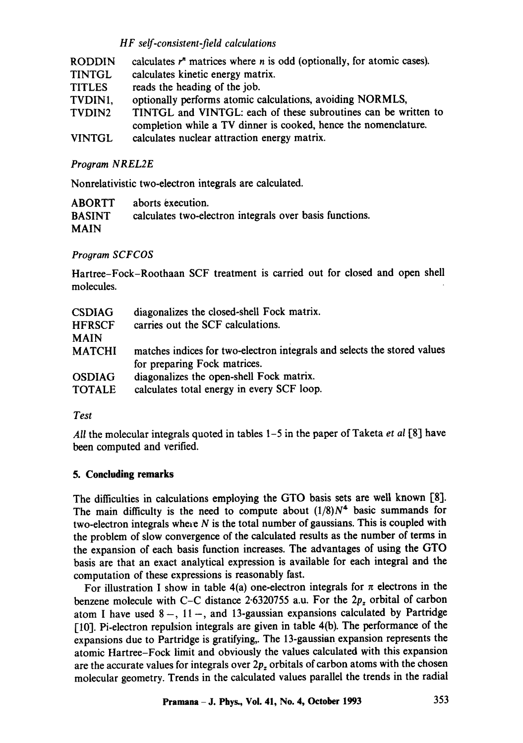*HF self-consistent-field calculations*

| | |
|---|---|
| RODDIN | calculates $r^n$ matrices where $n$ is odd (optionally, for atomic cases). |
| TINTGL | calculates kinetic energy matrix. |
| TITLES | reads the heading of the job. |
| TVDIN1, TVDIN2 | optionally performs atomic calculations, avoiding NORMLS, TINTGL and VINTGL: each of these subroutines can be written to completion while a TV dinner is cooked, hence the nomenclature. |
| VINTGL | calculates nuclear attraction energy matrix. |

*Program NREL2E*

Nonrelativistic two-electron integrals are calculated.

| | |
|---|---|
| ABORTT | aborts execution. |
| BASINT | calculates two-electron integrals over basis functions. |
| MAIN | |

*Program SCFCOS*

Hartree–Fock–Roothaan SCF treatment is carried out for closed and open shell molecules.

| | |
|---|---|
| CSDIAG | diagonalizes the closed-shell Fock matrix. |
| HFRSCF | carries out the SCF calculations. |
| MAIN | |
| MATCHI | matches indices for two-electron integrals and selects the stored values for preparing Fock matrices. |
| OSDIAG | diagonalizes the open-shell Fock matrix. |
| TOTALE | calculates total energy in every SCF loop. |

*Test*

*All* the molecular integrals quoted in tables 1–5 in the paper of Taketa *et al* [8] have been computed and verified.

## 5. Concluding remarks

The difficulties in calculations employing the GTO basis sets are well known [8]. The main difficulty is the need to compute about $(1/8)N^4$ basic summands for two-electron integrals where $N$ is the total number of gaussians. This is coupled with the problem of slow convergence of the calculated results as the number of terms in the expansion of each basis function increases. The advantages of using the GTO basis are that an exact analytical expression is available for each integral and the computation of these expressions is reasonably fast.

For illustration I show in table 4(a) one-electron integrals for $\pi$ electrons in the benzene molecule with C–C distance 2·6320755 a.u. For the $2p_z$ orbital of carbon atom I have used 8 –, 11 –, and 13-gaussian expansions calculated by Partridge [10]. Pi-electron repulsion integrals are given in table 4(b). The performance of the expansions due to Partridge is gratifying,. The 13-gaussian expansion represents the atomic Hartree–Fock limit and obviously the values calculated with this expansion are the accurate values for integrals over $2p_z$ orbitals of carbon atoms with the chosen molecular geometry. Trends in the calculated values parallel the trends in the radial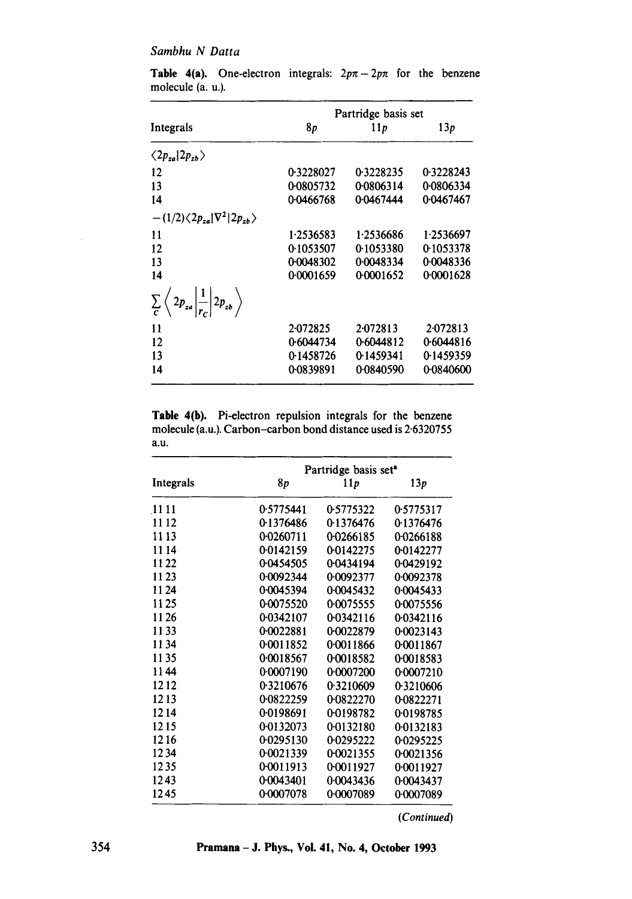**Table 4(a).** One-electron integrals: $2p\pi - 2p\pi$ for the benzene molecule (a. u.).

| Integrals | Partridge basis set | | |
|---|---|---|---|
| | $8p$ | $11p$ | $13p$ |
| $\langle 2p_{za} \vert 2p_{zb} \rangle$ | | | |
| 12 | 0·3228027 | 0·3228235 | 0·3228243 |
| 13 | 0·0805732 | 0·0806314 | 0·0806334 |
| 14 | 0·0466768 | 0·0467444 | 0·0467467 |
| $-(1/2)\langle 2p_{za} \vert \nabla^2 \vert 2p_{zb} \rangle$ | | | |
| 11 | 1·2536583 | 1·2536686 | 1·2536697 |
| 12 | 0·1053507 | 0·1053380 | 0·1053378 |
| 13 | 0·0048302 | 0·0048334 | 0·0048336 |
| 14 | 0·0001659 | 0·0001652 | 0·0001628 |
| $\sum_{C} \left\langle 2p_{za} \left\vert \frac{1}{r_C} \right\vert 2p_{zb} \right\rangle$ | | | |
| 11 | 2·072825 | 2·072813 | 2·072813 |
| 12 | 0·6044734 | 0·6044812 | 0·6044816 |
| 13 | 0·1458726 | 0·1459341 | 0·1459359 |
| 14 | 0·0839891 | 0·0840590 | 0·0840600 |

**Table 4(b).** Pi-electron repulsion integrals for the benzene molecule (a.u.). Carbon–carbon bond distance used is 2·6320755 a.u.

| Integrals | Partridge basis set[a] | | |
|---|---|---|---|
| | $8p$ | $11p$ | $13p$ |
| 11 11 | 0·5775441 | 0·5775322 | 0·5775317 |
| 11 12 | 0·1376486 | 0·1376476 | 0·1376476 |
| 11 13 | 0·0260711 | 0·0266185 | 0·0266188 |
| 11 14 | 0·0142159 | 0·0142275 | 0·0142277 |
| 11 22 | 0·0454505 | 0·0434194 | 0·0429192 |
| 11 23 | 0·0092344 | 0·0092377 | 0·0092378 |
| 11 24 | 0·0045394 | 0·0045432 | 0·0045433 |
| 11 25 | 0·0075520 | 0·0075555 | 0·0075556 |
| 11 26 | 0·0342107 | 0·0342116 | 0·0342116 |
| 11 33 | 0·0022881 | 0·0022879 | 0·0023143 |
| 11 34 | 0·0011852 | 0·0011866 | 0·0011867 |
| 11 35 | 0·0018567 | 0·0018582 | 0·0018583 |
| 11 44 | 0·0007190 | 0·0007200 | 0·0007210 |
| 12 12 | 0·3210676 | 0·3210609 | 0·3210606 |
| 12 13 | 0·0822259 | 0·0822270 | 0·0822271 |
| 12 14 | 0·0198691 | 0·0198782 | 0·0198785 |
| 12 15 | 0·0132073 | 0·0132180 | 0·0132183 |
| 12 16 | 0·0295130 | 0·0295222 | 0·0295225 |
| 12 34 | 0·0021339 | 0·0021355 | 0·0021356 |
| 12 35 | 0·0011913 | 0·0011927 | 0·0011927 |
| 12 43 | 0·0043401 | 0·0043436 | 0·0043437 |
| 12 45 | 0·0007078 | 0·0007089 | 0·0007089 |

*(Continued)*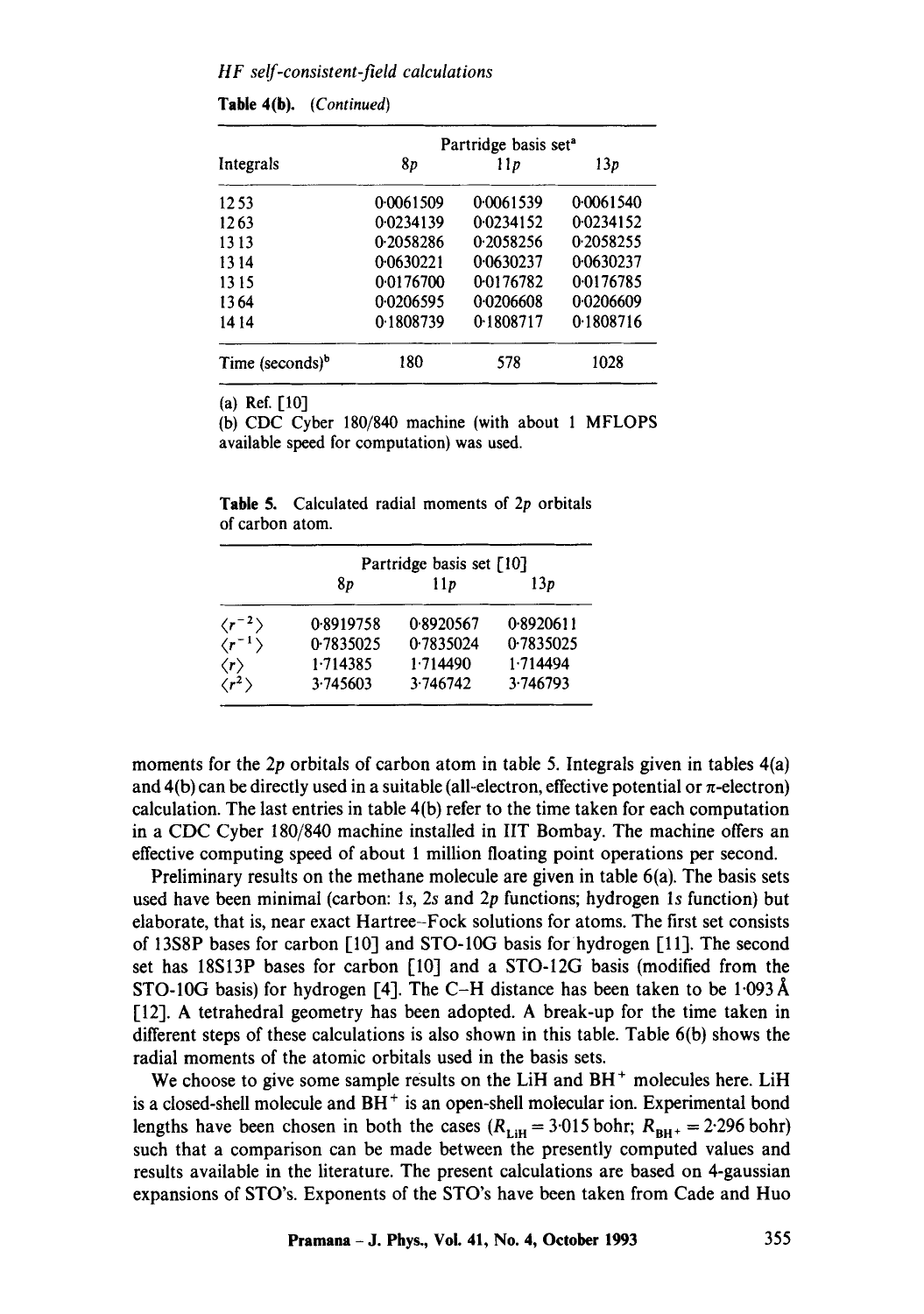**Table 4(b).** (*Continued*)

| Integrals | Partridge basis set[a] | | |
|---|---|---|---|
| | 8p | 11p | 13p |
| 12 53 | 0·0061509 | 0·0061539 | 0·0061540 |
| 12 63 | 0·0234139 | 0·0234152 | 0·0234152 |
| 13 13 | 0·2058286 | 0·2058256 | 0·2058255 |
| 13 14 | 0·0630221 | 0·0630237 | 0·0630237 |
| 13 15 | 0·0176700 | 0·0176782 | 0·0176785 |
| 13 64 | 0·0206595 | 0·0206608 | 0·0206609 |
| 14 14 | 0·1808739 | 0·1808717 | 0·1808716 |
| Time (seconds)[b] | 180 | 578 | 1028 |

(a) Ref. [10]
(b) CDC Cyber 180/840 machine (with about 1 MFLOPS available speed for computation) was used.

**Table 5.** Calculated radial moments of 2*p* orbitals of carbon atom.

| | Partridge basis set [10] | | |
|---|---|---|---|
| | 8p | 11p | 13p |
| $\langle r^{-2} \rangle$ | 0·8919758 | 0·8920567 | 0·8920611 |
| $\langle r^{-1} \rangle$ | 0·7835025 | 0·7835024 | 0·7835025 |
| $\langle r \rangle$ | 1·714385 | 1·714490 | 1·714494 |
| $\langle r^{2} \rangle$ | 3·745603 | 3·746742 | 3·746793 |

moments for the 2*p* orbitals of carbon atom in table 5. Integrals given in tables 4(a) and 4(b) can be directly used in a suitable (all-electron, effective potential or $\pi$-electron) calculation. The last entries in table 4(b) refer to the time taken for each computation in a CDC Cyber 180/840 machine installed in IIT Bombay. The machine offers an effective computing speed of about 1 million floating point operations per second.

Preliminary results on the methane molecule are given in table 6(a). The basis sets used have been minimal (carbon: 1*s*, 2*s* and 2*p* functions; hydrogen 1*s* function) but elaborate, that is, near exact Hartree–Fock solutions for atoms. The first set consists of 13S8P bases for carbon [10] and STO-10G basis for hydrogen [11]. The second set has 18S13P bases for carbon [10] and a STO-12G basis (modified from the STO-10G basis) for hydrogen [4]. The C–H distance has been taken to be 1·093 Å [12]. A tetrahedral geometry has been adopted. A break-up for the time taken in different steps of these calculations is also shown in this table. Table 6(b) shows the radial moments of the atomic orbitals used in the basis sets.

We choose to give some sample results on the LiH and $BH^+$ molecules here. LiH is a closed-shell molecule and $BH^+$ is an open-shell molecular ion. Experimental bond lengths have been chosen in both the cases ($R_{LiH} = 3{\cdot}015$ bohr; $R_{BH^+} = 2{\cdot}296$ bohr) such that a comparison can be made between the presently computed values and results available in the literature. The present calculations are based on 4-gaussian expansions of STO's. Exponents of the STO's have been taken from Cade and Huo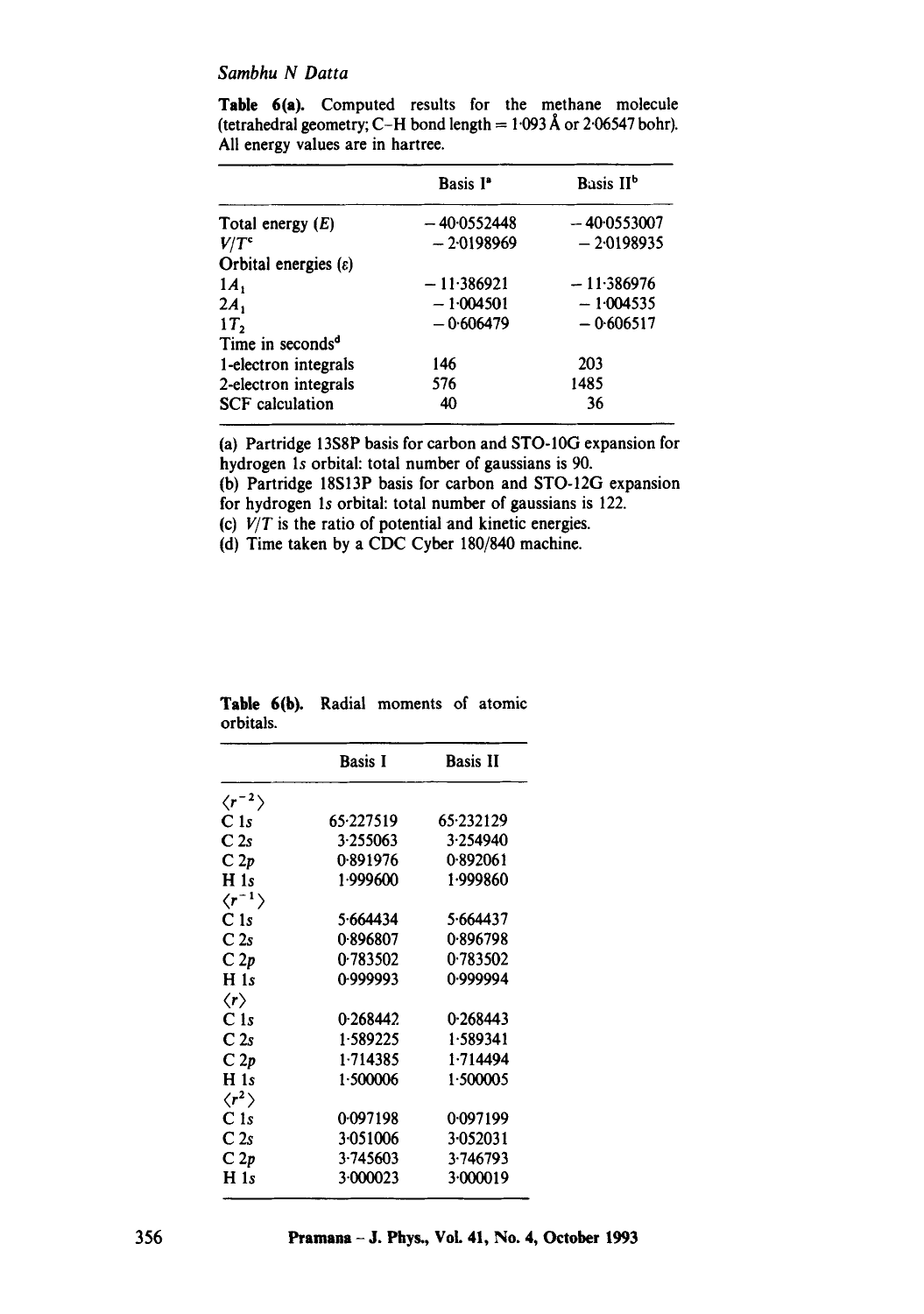**Table 6(a).** Computed results for the methane molecule (tetrahedral geometry; C–H bond length = 1·093 Å or 2·06547 bohr). All energy values are in hartree.

| | Basis I[a] | Basis II[b] |
|---|---|---|
| Total energy ($E$) | −40·0552448 | −40·0553007 |
| $V/T$[c] | −2·0198969 | −2·0198935 |
| Orbital energies ($\varepsilon$) | | |
| $1A_1$ | −11·386921 | −11·386976 |
| $2A_1$ | −1·004501 | −1·004535 |
| $1T_2$ | −0·606479 | −0·606517 |
| Time in seconds[d] | | |
| 1-electron integrals | 146 | 203 |
| 2-electron integrals | 576 | 1485 |
| SCF calculation | 40 | 36 |

(a) Partridge 13S8P basis for carbon and STO-10G expansion for hydrogen 1s orbital: total number of gaussians is 90.
(b) Partridge 18S13P basis for carbon and STO-12G expansion for hydrogen 1s orbital: total number of gaussians is 122.
(c) $V/T$ is the ratio of potential and kinetic energies.
(d) Time taken by a CDC Cyber 180/840 machine.

**Table 6(b).** Radial moments of atomic orbitals.

| | Basis I | Basis II |
|---|---|---|
| $\langle r^{-2} \rangle$ | | |
| C 1s | 65·227519 | 65·232129 |
| C 2s | 3·255063 | 3·254940 |
| C 2p | 0·891976 | 0·892061 |
| H 1s | 1·999600 | 1·999860 |
| $\langle r^{-1} \rangle$ | | |
| C 1s | 5·664434 | 5·664437 |
| C 2s | 0·896807 | 0·896798 |
| C 2p | 0·783502 | 0·783502 |
| H 1s | 0·999993 | 0·999994 |
| $\langle r \rangle$ | | |
| C 1s | 0·268442 | 0·268443 |
| C 2s | 1·589225 | 1·589341 |
| C 2p | 1·714385 | 1·714494 |
| H 1s | 1·500006 | 1·500005 |
| $\langle r^2 \rangle$ | | |
| C 1s | 0·097198 | 0·097199 |
| C 2s | 3·051006 | 3·052031 |
| C 2p | 3·745603 | 3·746793 |
| H 1s | 3·000023 | 3·000019 |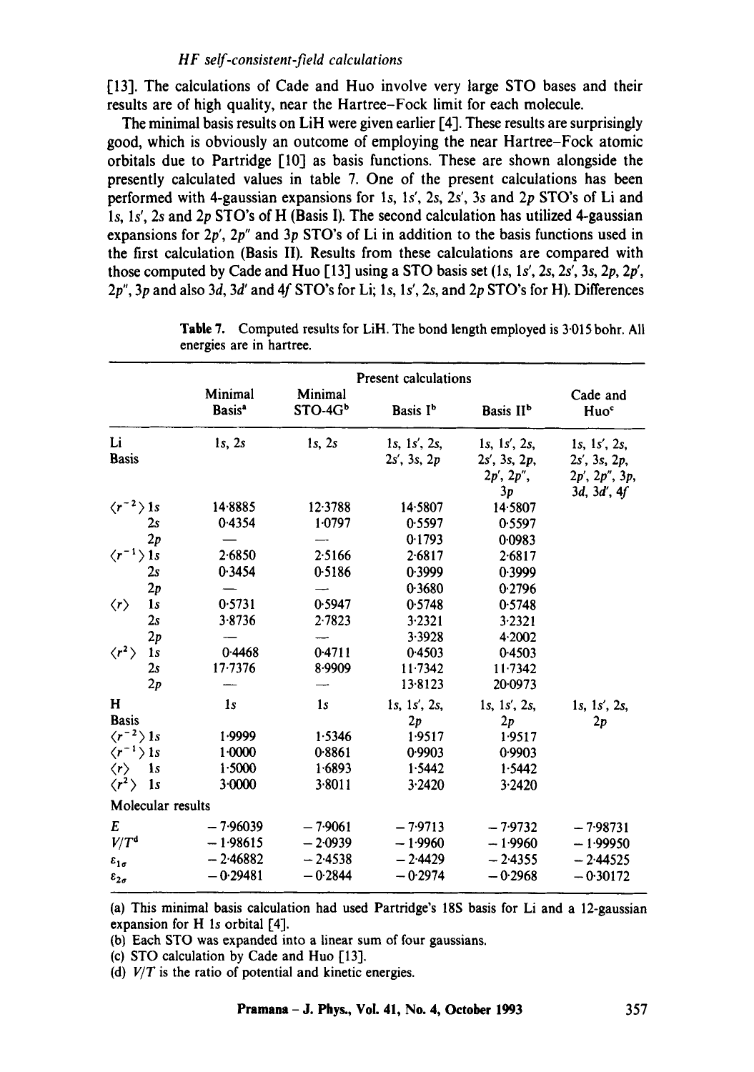[13]. The calculations of Cade and Huo involve very large STO bases and their results are of high quality, near the Hartree–Fock limit for each molecule.

The minimal basis results on LiH were given earlier [4]. These results are surprisingly good, which is obviously an outcome of employing the near Hartree–Fock atomic orbitals due to Partridge [10] as basis functions. These are shown alongside the presently calculated values in table 7. One of the present calculations has been performed with 4-gaussian expansions for 1s, 1s′, 2s, 2s′, 3s and 2p STO's of Li and 1s, 1s′, 2s and 2p STO's of H (Basis I). The second calculation has utilized 4-gaussian expansions for 2p′, 2p″ and 3p STO's of Li in addition to the basis functions used in the first calculation (Basis II). Results from these calculations are compared with those computed by Cade and Huo [13] using a STO basis set (1s, 1s′, 2s, 2s′, 3s, 2p, 2p′, 2p″, 3p and also 3d, 3d′ and 4f STO's for Li; 1s, 1s′, 2s, and 2p STO's for H). Differences

**Table 7.** Computed results for LiH. The bond length employed is 3·015 bohr. All energies are in hartree.

| | | Present calculations | | | | |
|---|---|---|---|---|---|---|
| | | Minimal Basis[a] | Minimal STO-4G[b] | Basis I[b] | Basis II[b] | Cade and Huo[c] |
| Li Basis | | 1s, 2s | 1s, 2s | 1s, 1s′, 2s, 2s′, 3s, 2p | 1s, 1s′, 2s, 2s′, 3s, 2p, 2p′, 2p″, 3p | 1s, 1s′, 2s, 2s′, 3s, 2p, 2p′, 2p″, 3p, 3d, 3d′, 4f |
| $\langle r^{-2}\rangle$ | 1s | 14·8885 | 12·3788 | 14·5807 | 14·5807 | |
| | 2s | 0·4354 | 1·0797 | 0·5597 | 0·5597 | |
| | 2p | — | — | 0·1793 | 0·0983 | |
| $\langle r^{-1}\rangle$ | 1s | 2·6850 | 2·5166 | 2·6817 | 2·6817 | |
| | 2s | 0·3454 | 0·5186 | 0·3999 | 0·3999 | |
| | 2p | — | — | 0·3680 | 0·2796 | |
| $\langle r\rangle$ | 1s | 0·5731 | 0·5947 | 0·5748 | 0·5748 | |
| | 2s | 3·8736 | 2·7823 | 3·2321 | 3·2321 | |
| | 2p | — | — | 3·3928 | 4·2002 | |
| $\langle r^{2}\rangle$ | 1s | 0·4468 | 0·4711 | 0·4503 | 0·4503 | |
| | 2s | 17·7376 | 8·9909 | 11·7342 | 11·7342 | |
| | 2p | — | — | 13·8123 | 20·0973 | |
| H Basis | | 1s | 1s | 1s, 1s′, 2s, 2p | 1s, 1s′, 2s, 2p | 1s, 1s′, 2s, 2p |
| $\langle r^{-2}\rangle$ | 1s | 1·9999 | 1·5346 | 1·9517 | 1·9517 | |
| $\langle r^{-1}\rangle$ | 1s | 1·0000 | 0·8861 | 0·9903 | 0·9903 | |
| $\langle r\rangle$ | 1s | 1·5000 | 1·6893 | 1·5442 | 1·5442 | |
| $\langle r^{2}\rangle$ | 1s | 3·0000 | 3·8011 | 3·2420 | 3·2420 | |
| Molecular results | | | | | | |
| $E$ | | −7·96039 | −7·9061 | −7·9713 | −7·9732 | −7·98731 |
| $V/T$[d] | | −1·98615 | −2·0939 | −1·9960 | −1·9960 | −1·99950 |
| $\varepsilon_{1\sigma}$ | | −2·46882 | −2·4538 | −2·4429 | −2·4355 | −2·44525 |
| $\varepsilon_{2\sigma}$ | | −0·29481 | −0·2844 | −0·2974 | −0·2968 | −0·30172 |

(a) This minimal basis calculation had used Partridge's 18S basis for Li and a 12-gaussian expansion for H 1s orbital [4].
(b) Each STO was expanded into a linear sum of four gaussians.
(c) STO calculation by Cade and Huo [13].
(d) $V/T$ is the ratio of potential and kinetic energies.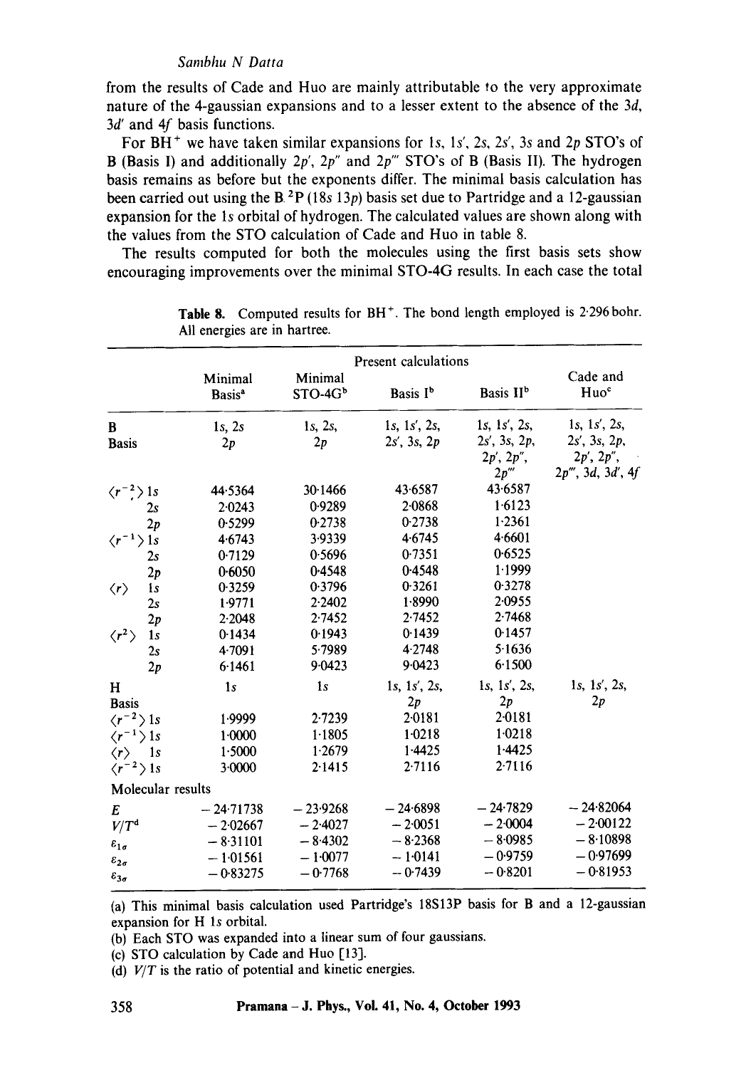from the results of Cade and Huo are mainly attributable to the very approximate nature of the 4-gaussian expansions and to a lesser extent to the absence of the 3d, 3d′ and 4f basis functions.

For $BH^+$ we have taken similar expansions for 1s, 1s′, 2s, 2s′, 3s and 2p STO's of B (Basis I) and additionally 2p′, 2p″ and 2p‴ STO's of B (Basis II). The hydrogen basis remains as before but the exponents differ. The minimal basis calculation has been carried out using the B $^2P$ (18s 13p) basis set due to Partridge and a 12-gaussian expansion for the 1s orbital of hydrogen. The calculated values are shown along with the values from the STO calculation of Cade and Huo in table 8.

The results computed for both the molecules using the first basis sets show encouraging improvements over the minimal STO-4G results. In each case the total

**Table 8.** Computed results for $BH^+$. The bond length employed is 2·296 bohr. All energies are in hartree.

| | Present calculations | | | | |
|---|---|---|---|---|---|
| | Minimal Basis[a] | Minimal STO-4G[b] | Basis I[b] | Basis II[b] | Cade and Huo[c] |
| B Basis | 1s, 2s 2p | 1s, 2s, 2p | 1s, 1s′, 2s, 2s′, 3s, 2p | 1s, 1s′, 2s, 2s′, 3s, 2p, 2p′, 2p″, 2p‴ | 1s, 1s′, 2s, 2s′, 3s, 2p, 2p′, 2p″, 2p‴, 3d, 3d′, 4f |
| $\langle r^{-2}\rangle$ 1s | 44·5364 | 30·1466 | 43·6587 | 43·6587 | |
| 2s | 2·0243 | 0·9289 | 2·0868 | 1·6123 | |
| 2p | 0·5299 | 0·2738 | 0·2738 | 1·2361 | |
| $\langle r^{-1}\rangle$ 1s | 4·6743 | 3·9339 | 4·6745 | 4·6601 | |
| 2s | 0·7129 | 0·5696 | 0·7351 | 0·6525 | |
| 2p | 0·6050 | 0·4548 | 0·4548 | 1·1999 | |
| $\langle r\rangle$ 1s | 0·3259 | 0·3796 | 0·3261 | 0·3278 | |
| 2s | 1·9771 | 2·2402 | 1·8990 | 2·0955 | |
| 2p | 2·2048 | 2·7452 | 2·7452 | 2·7468 | |
| $\langle r^2\rangle$ 1s | 0·1434 | 0·1943 | 0·1439 | 0·1457 | |
| 2s | 4·7091 | 5·7989 | 4·2748 | 5·1636 | |
| 2p | 6·1461 | 9·0423 | 9·0423 | 6·1500 | |
| H Basis | 1s | 1s | 1s, 1s′, 2s, 2p | 1s, 1s′, 2s, 2p | 1s, 1s′, 2s, 2p |
| $\langle r^{-2}\rangle$ 1s | 1·9999 | 2·7239 | 2·0181 | 2·0181 | |
| $\langle r^{-1}\rangle$ 1s | 1·0000 | 1·1805 | 1·0218 | 1·0218 | |
| $\langle r\rangle$ 1s | 1·5000 | 1·2679 | 1·4425 | 1·4425 | |
| $\langle r^{-2}\rangle$ 1s | 3·0000 | 2·1415 | 2·7116 | 2·7116 | |
| Molecular results | | | | | |
| $E$ | −24·71738 | −23·9268 | −24·6898 | −24·7829 | −24·82064 |
| $V/T$[d] | −2·02667 | −2·4027 | −2·0051 | −2·0004 | −2·00122 |
| $\varepsilon_{1\sigma}$ | −8·31101 | −8·4302 | −8·2368 | −8·0985 | −8·10898 |
| $\varepsilon_{2\sigma}$ | −1·01561 | −1·0077 | −1·0141 | −0·9759 | −0·97699 |
| $\varepsilon_{3\sigma}$ | −0·83275 | −0·7768 | −0·7439 | −0·8201 | −0·81953 |

(a) This minimal basis calculation used Partridge's 18S13P basis for B and a 12-gaussian expansion for H 1s orbital.
(b) Each STO was expanded into a linear sum of four gaussians.
(c) STO calculation by Cade and Huo [13].
(d) $V/T$ is the ratio of potential and kinetic energies.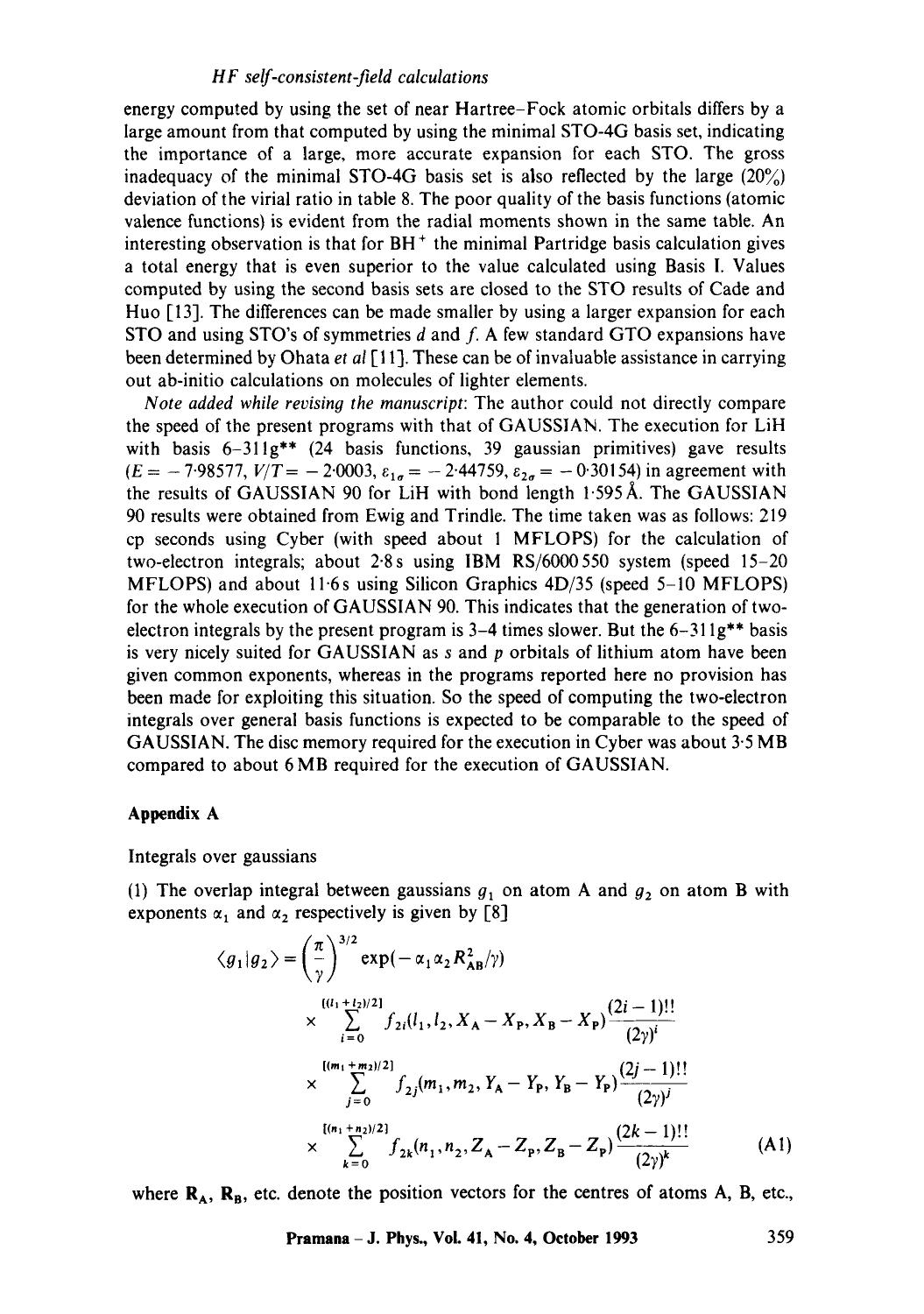energy computed by using the set of near Hartree–Fock atomic orbitals differs by a large amount from that computed by using the minimal STO-4G basis set, indicating the importance of a large, more accurate expansion for each STO. The gross inadequacy of the minimal STO-4G basis set is also reflected by the large (20%) deviation of the virial ratio in table 8. The poor quality of the basis functions (atomic valence functions) is evident from the radial moments shown in the same table. An interesting observation is that for $BH^+$ the minimal Partridge basis calculation gives a total energy that is even superior to the value calculated using Basis I. Values computed by using the second basis sets are closed to the STO results of Cade and Huo [13]. The differences can be made smaller by using a larger expansion for each STO and using STO's of symmetries $d$ and $f$. A few standard GTO expansions have been determined by Ohata *et al* [11]. These can be of invaluable assistance in carrying out ab-initio calculations on molecules of lighter elements.

*Note added while revising the manuscript*: The author could not directly compare the speed of the present programs with that of GAUSSIAN. The execution for LiH with basis 6–311g** (24 basis functions, 39 gaussian primitives) gave results ($E = -7{\cdot}98577$, $V/T = -2{\cdot}0003$, $\varepsilon_{1\sigma} = -2{\cdot}44759$, $\varepsilon_{2\sigma} = -0{\cdot}30154$) in agreement with the results of GAUSSIAN 90 for LiH with bond length 1·595 Å. The GAUSSIAN 90 results were obtained from Ewig and Trindle. The time taken was as follows: 219 cp seconds using Cyber (with speed about 1 MFLOPS) for the calculation of two-electron integrals; about 2·8 s using IBM RS/6000 550 system (speed 15–20 MFLOPS) and about 11·6 s using Silicon Graphics 4D/35 (speed 5–10 MFLOPS) for the whole execution of GAUSSIAN 90. This indicates that the generation of two-electron integrals by the present program is 3–4 times slower. But the 6–311g** basis is very nicely suited for GAUSSIAN as $s$ and $p$ orbitals of lithium atom have been given common exponents, whereas in the programs reported here no provision has been made for exploiting this situation. So the speed of computing the two-electron integrals over general basis functions is expected to be comparable to the speed of GAUSSIAN. The disc memory required for the execution in Cyber was about 3·5 MB compared to about 6 MB required for the execution of GAUSSIAN.

## Appendix A

Integrals over gaussians

(1) The overlap integral between gaussians $g_1$ on atom A and $g_2$ on atom B with exponents $\alpha_1$ and $\alpha_2$ respectively is given by [8]

$$
\begin{aligned}
\langle g_1 | g_2 \rangle = & \left(\frac{\pi}{\gamma}\right)^{3/2} \exp(-\alpha_1 \alpha_2 R_{AB}^2/\gamma) \\
& \times \sum_{i=0}^{[(l_1+l_2)/2]} f_{2i}(l_1, l_2, X_A - X_P, X_B - X_P) \frac{(2i-1)!!}{(2\gamma)^i} \\
& \times \sum_{j=0}^{[(m_1+m_2)/2]} f_{2j}(m_1, m_2, Y_A - Y_P, Y_B - Y_P) \frac{(2j-1)!!}{(2\gamma)^j} \\
& \times \sum_{k=0}^{[(n_1+n_2)/2]} f_{2k}(n_1, n_2, Z_A - Z_P, Z_B - Z_P) \frac{(2k-1)!!}{(2\gamma)^k} \qquad \text{(A1)}
\end{aligned}
$$

where $\mathbf{R}_A$, $\mathbf{R}_B$, etc. denote the position vectors for the centres of atoms A, B, etc.,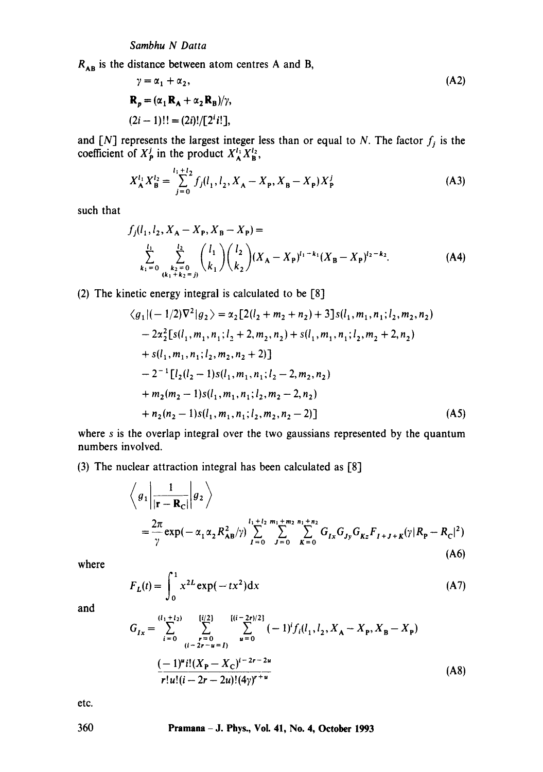$R_{AB}$ is the distance between atom centres A and B,

$$\gamma = \alpha_1 + \alpha_2, \tag{A2}$$

$$\mathbf{R}_p = (\alpha_1 \mathbf{R}_A + \alpha_2 \mathbf{R}_B)/\gamma,$$

$$(2i-1)!! = (2i)!/[2^i i!],$$

and $[N]$ represents the largest integer less than or equal to $N$. The factor $f_j$ is the coefficient of $X_P^j$ in the product $X_A^{l_1} X_B^{l_2}$,

$$X_A^{l_1} X_B^{l_2} = \sum_{j=0}^{l_1+l_2} f_j(l_1, l_2, X_A - X_P, X_B - X_P) X_P^j \tag{A3}$$

such that

$$f_j(l_1, l_2, X_A - X_P, X_B - X_P) = \sum_{\substack{k_1=0 \\ (k_1+k_2=j)}}^{l_1} \sum_{k_2=0}^{l_2} \binom{l_1}{k_1}\binom{l_2}{k_2} (X_A - X_P)^{l_1-k_1} (X_B - X_P)^{l_2-k_2}. \tag{A4}$$

(2) The kinetic energy integral is calculated to be [8]

$$\begin{aligned}
\langle g_1 | (-1/2)\nabla^2 | g_2 \rangle &= \alpha_2 [2(l_2 + m_2 + n_2) + 3] s(l_1, m_1, n_1; l_2, m_2, n_2) \\
&- 2\alpha_2^2 [s(l_1, m_1, n_1; l_2 + 2, m_2, n_2) + s(l_1, m_1, n_1; l_2, m_2 + 2, n_2) \\
&+ s(l_1, m_1, n_1; l_2, m_2, n_2 + 2)] \\
&- 2^{-1} [l_2(l_2 - 1) s(l_1, m_1, n_1; l_2 - 2, m_2, n_2) \\
&+ m_2(m_2 - 1) s(l_1, m_1, n_1; l_2, m_2 - 2, n_2) \\
&+ n_2(n_2 - 1) s(l_1, m_1, n_1; l_2, m_2, n_2 - 2)]
\end{aligned} \tag{A5}$$

where $s$ is the overlap integral over the two gaussians represented by the quantum numbers involved.

(3) The nuclear attraction integral has been calculated as [8]

$$\left\langle g_1 \left| \frac{1}{|\mathbf{r} - \mathbf{R}_C|} \right| g_2 \right\rangle = \frac{2\pi}{\gamma} \exp(-\alpha_1 \alpha_2 R_{AB}^2/\gamma) \sum_{I=0}^{l_1+l_2} \sum_{J=0}^{m_1+m_2} \sum_{K=0}^{n_1+n_2} G_{Ix} G_{Jy} G_{Kz} F_{I+J+K}(\gamma |R_P - R_C|^2) \tag{A6}$$

where

$$F_L(t) = \int_0^1 x^{2L} \exp(-tx^2) \mathrm{d}x \tag{A7}$$

and

$$G_{Ix} = \sum_{\substack{i=0 \\ (i-2r-u=I)}}^{(l_1+l_2)} \sum_{r=0}^{[i/2]} \sum_{u=0}^{[(i-2r)/2]} (-1)^i f_i(l_1, l_2, X_A - X_P, X_B - X_P) \frac{(-1)^u i! (X_P - X_C)^{i-2r-2u}}{r! u! (i - 2r - 2u)! (4\gamma)^{r+u}} \tag{A8}$$

etc.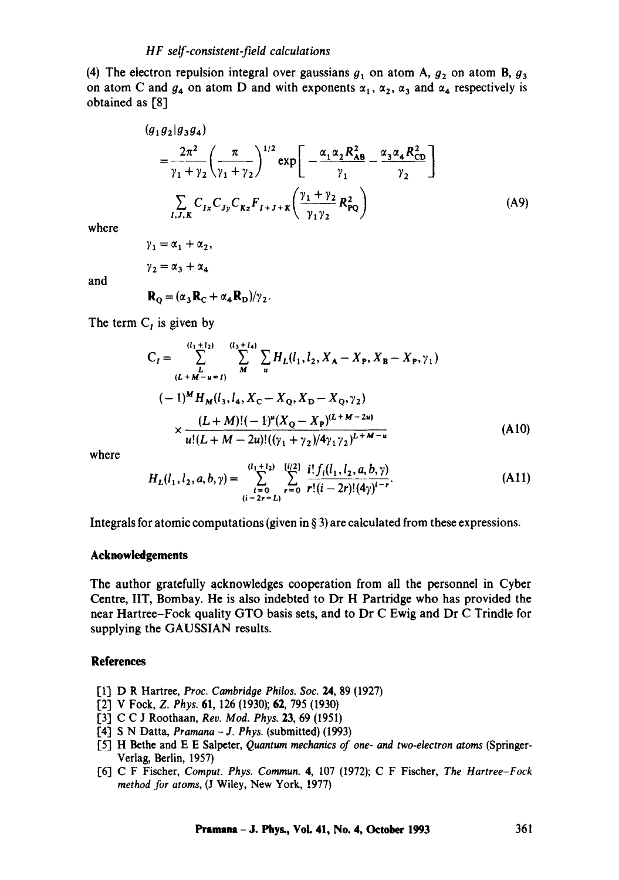(4) The electron repulsion integral over gaussians $g_1$ on atom A, $g_2$ on atom B, $g_3$ on atom C and $g_4$ on atom D and with exponents $\alpha_1$, $\alpha_2$, $\alpha_3$ and $\alpha_4$ respectively is obtained as [8]

$$
\begin{aligned}
&(g_1 g_2 | g_3 g_4) \\
&= \frac{2\pi^2}{\gamma_1 + \gamma_2} \left( \frac{\pi}{\gamma_1 + \gamma_2} \right)^{1/2} \exp\left[ -\frac{\alpha_1 \alpha_2 R_{\mathrm{AB}}^2}{\gamma_1} - \frac{\alpha_3 \alpha_4 R_{\mathrm{CD}}^2}{\gamma_2} \right] \\
&\sum_{I,J,K} C_{Ix} C_{Jy} C_{Kz} F_{I+J+K}\left( \frac{\gamma_1 + \gamma_2}{\gamma_1 \gamma_2} R_{\mathrm{PQ}}^2 \right)
\end{aligned}
\tag{A9}
$$

where

$$\gamma_1 = \alpha_1 + \alpha_2,$$

$$\gamma_2 = \alpha_3 + \alpha_4$$

and

$$\mathbf{R}_{\mathrm{Q}} = (\alpha_3 \mathbf{R}_{\mathrm{C}} + \alpha_4 \mathbf{R}_{\mathrm{D}})/\gamma_2.$$

The term $C_I$ is given by

$$
\begin{aligned}
C_I = &\sum_{\substack{L \\ (L+M-u=I)}}^{(l_1+l_2)} \sum_{M}^{(l_3+l_4)} \sum_{u} H_L(l_1, l_2, X_{\mathrm{A}} - X_{\mathrm{P}}, X_{\mathrm{B}} - X_{\mathrm{P}}, \gamma_1) \\
&(-1)^M H_M(l_3, l_4, X_{\mathrm{C}} - X_{\mathrm{Q}}, X_{\mathrm{D}} - X_{\mathrm{Q}}, \gamma_2) \\
&\times \frac{(L+M)!(-1)^u (X_{\mathrm{Q}} - X_{\mathrm{P}})^{(L+M-2u)}}{u!(L+M-2u)!((\gamma_1+\gamma_2)/4\gamma_1\gamma_2)^{L+M-u}}
\end{aligned}
\tag{A10}
$$

where

$$H_L(l_1, l_2, a, b, \gamma) = \sum_{\substack{i=0 \\ (i-2r=L)}}^{(l_1+l_2)} \sum_{r=0}^{[i/2]} \frac{i!\, f_i(l_1, l_2, a, b, \gamma)}{r!(i-2r)!(4\gamma)^{i-r}}. \tag{A11}$$

Integrals for atomic computations (given in § 3) are calculated from these expressions.

## Acknowledgements

The author gratefully acknowledges cooperation from all the personnel in Cyber Centre, IIT, Bombay. He is also indebted to Dr H Partridge who has provided the near Hartree–Fock quality GTO basis sets, and to Dr C Ewig and Dr C Trindle for supplying the GAUSSIAN results.

## References

[1] D R Hartree, *Proc. Cambridge Philos. Soc.* **24**, 89 (1927)

[2] V Fock, *Z. Phys.* **61**, 126 (1930); **62**, 795 (1930)

[3] C C J Roothaan, *Rev. Mod. Phys.* **23**, 69 (1951)

[4] S N Datta, *Pramana – J. Phys.* (submitted) (1993)

[5] H Bethe and E E Salpeter, *Quantum mechanics of one- and two-electron atoms* (Springer-Verlag, Berlin, 1957)

[6] C F Fischer, *Comput. Phys. Commun.* **4**, 107 (1972); C F Fischer, *The Hartree–Fock method for atoms*, (J Wiley, New York, 1977)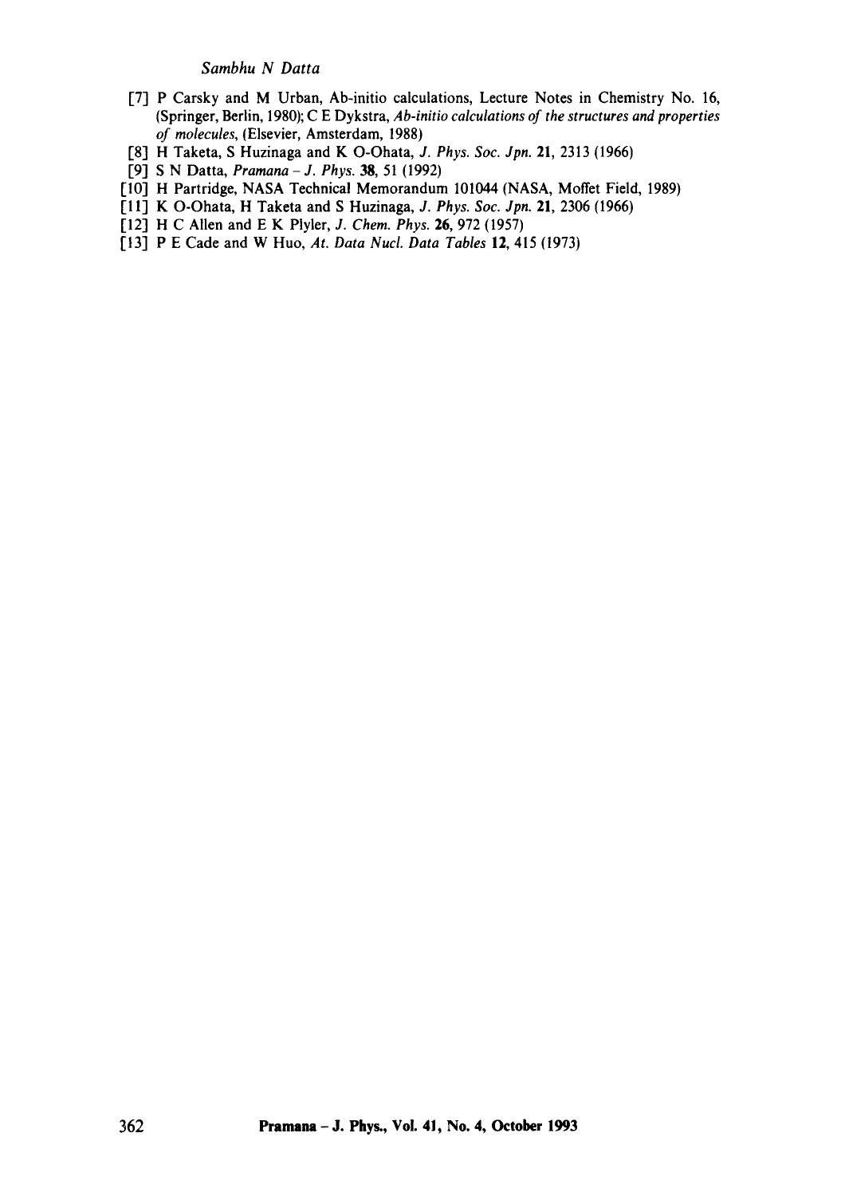[7] P Carsky and M Urban, Ab-initio calculations, Lecture Notes in Chemistry No. 16, (Springer, Berlin, 1980); C E Dykstra, *Ab-initio calculations of the structures and properties of molecules*, (Elsevier, Amsterdam, 1988)

[8] H Taketa, S Huzinaga and K O-Ohata, *J. Phys. Soc. Jpn.* **21**, 2313 (1966)

[9] S N Datta, *Pramana – J. Phys.* **38**, 51 (1992)

[10] H Partridge, NASA Technical Memorandum 101044 (NASA, Moffet Field, 1989)

[11] K O-Ohata, H Taketa and S Huzinaga, *J. Phys. Soc. Jpn.* **21**, 2306 (1966)

[12] H C Allen and E K Plyler, *J. Chem. Phys.* **26**, 972 (1957)

[13] P E Cade and W Huo, *At. Data Nucl. Data Tables* **12**, 415 (1973)